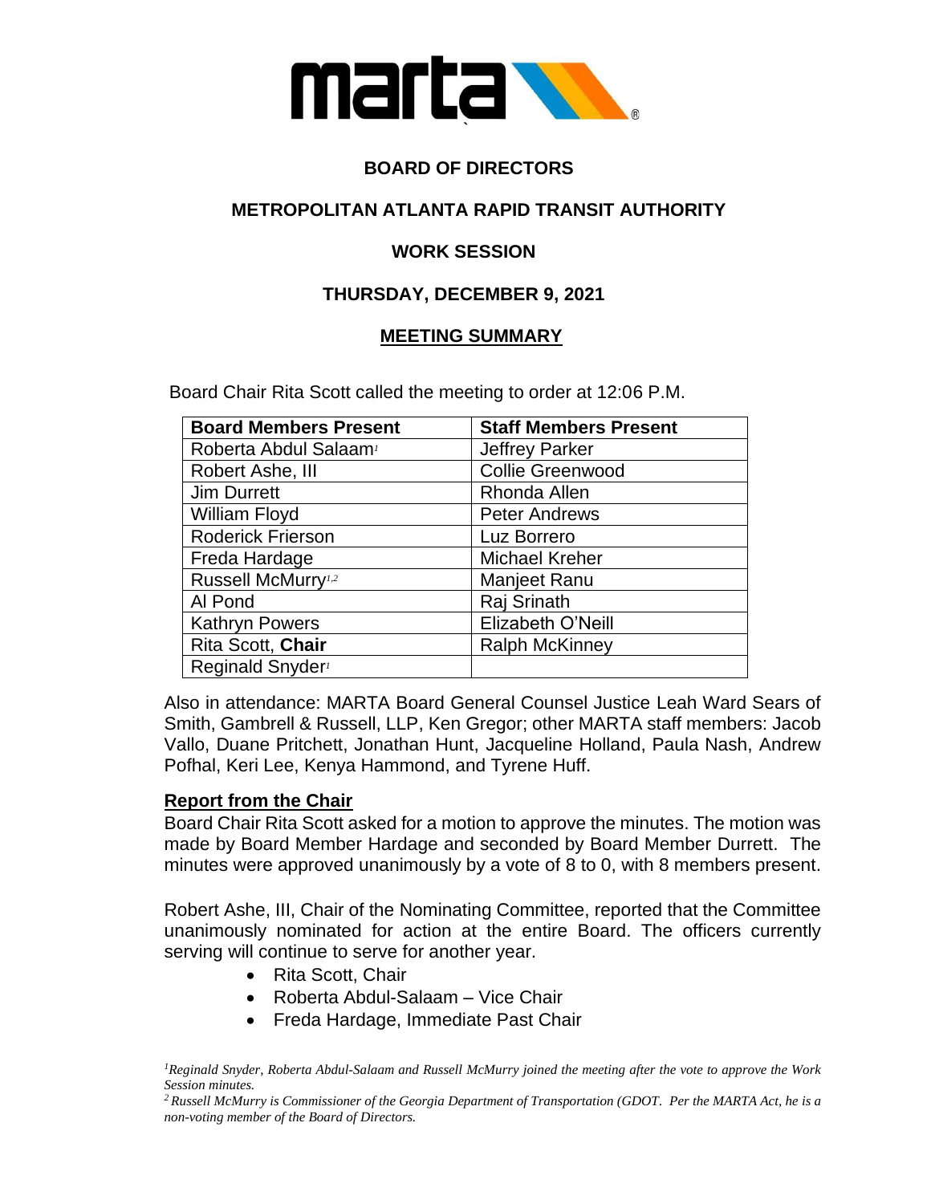# BOARD OF DIRECTORS

## METROPOLITAN ATLANTA RAPID TRANSIT AUTHORITY

## WORK SESSION

## THURSDAY, DECEMBER 9, 2021

## MEETING SUMMARY

Board Chair Rita Scott called the meeting to order at 12:06 P.M.

| Board Members Present | Staff Members Present |
|---|---|
| Roberta Abdul Salaam[1] | Jeffrey Parker |
| Robert Ashe, III | Collie Greenwood |
| Jim Durrett | Rhonda Allen |
| William Floyd | Peter Andrews |
| Roderick Frierson | Luz Borrero |
| Freda Hardage | Michael Kreher |
| Russell McMurry[1,2] | Manjeet Ranu |
| Al Pond | Raj Srinath |
| Kathryn Powers | Elizabeth O'Neill |
| Rita Scott, **Chair** | Ralph McKinney |
| Reginald Snyder[1] | |

Also in attendance: MARTA Board General Counsel Justice Leah Ward Sears of Smith, Gambrell & Russell, LLP, Ken Gregor; other MARTA staff members: Jacob Vallo, Duane Pritchett, Jonathan Hunt, Jacqueline Holland, Paula Nash, Andrew Pofhal, Keri Lee, Kenya Hammond, and Tyrene Huff.

### Report from the Chair

Board Chair Rita Scott asked for a motion to approve the minutes. The motion was made by Board Member Hardage and seconded by Board Member Durrett. The minutes were approved unanimously by a vote of 8 to 0, with 8 members present.

Robert Ashe, III, Chair of the Nominating Committee, reported that the Committee unanimously nominated for action at the entire Board. The officers currently serving will continue to serve for another year.

- Rita Scott, Chair
- Roberta Abdul-Salaam – Vice Chair
- Freda Hardage, Immediate Past Chair

*[1]Reginald Snyder, Roberta Abdul-Salaam and Russell McMurry joined the meeting after the vote to approve the Work Session minutes.*

*[2] Russell McMurry is Commissioner of the Georgia Department of Transportation (GDOT. Per the MARTA Act, he is a non-voting member of the Board of Directors.*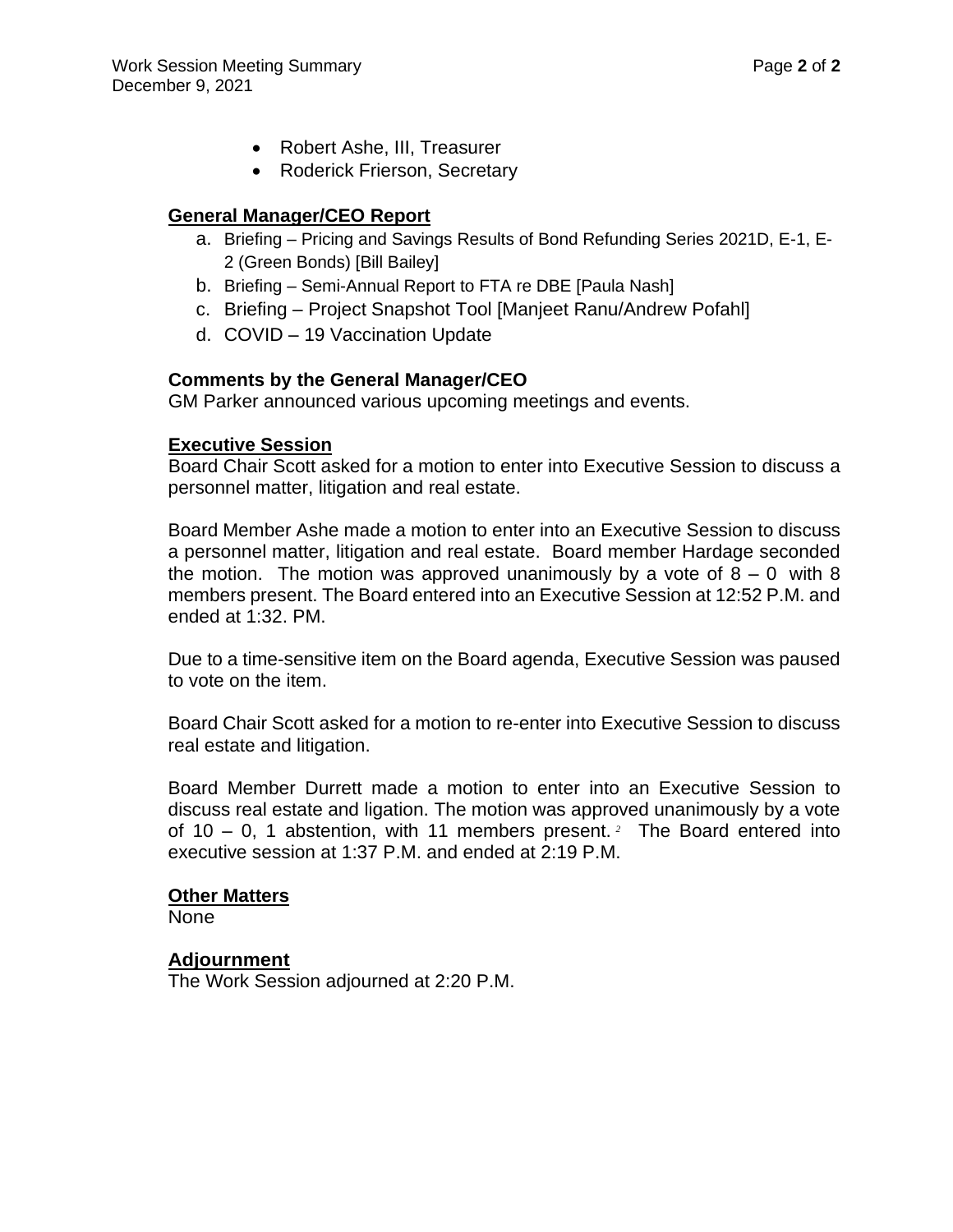- Robert Ashe, III, Treasurer
- Roderick Frierson, Secretary

## General Manager/CEO Report

a. Briefing – Pricing and Savings Results of Bond Refunding Series 2021D, E-1, E-2 (Green Bonds) [Bill Bailey]
b. Briefing – Semi-Annual Report to FTA re DBE [Paula Nash]
c. Briefing – Project Snapshot Tool [Manjeet Ranu/Andrew Pofahl]
d. COVID – 19 Vaccination Update

**Comments by the General Manager/CEO**

GM Parker announced various upcoming meetings and events.

## Executive Session

Board Chair Scott asked for a motion to enter into Executive Session to discuss a personnel matter, litigation and real estate.

Board Member Ashe made a motion to enter into an Executive Session to discuss a personnel matter, litigation and real estate. Board member Hardage seconded the motion. The motion was approved unanimously by a vote of 8 – 0 with 8 members present. The Board entered into an Executive Session at 12:52 P.M. and ended at 1:32. PM.

Due to a time-sensitive item on the Board agenda, Executive Session was paused to vote on the item.

Board Chair Scott asked for a motion to re-enter into Executive Session to discuss real estate and litigation.

Board Member Durrett made a motion to enter into an Executive Session to discuss real estate and ligation. The motion was approved unanimously by a vote of 10 – 0, 1 abstention, with 11 members present.[2] The Board entered into executive session at 1:37 P.M. and ended at 2:19 P.M.

## Other Matters

None

## Adjournment

The Work Session adjourned at 2:20 P.M.